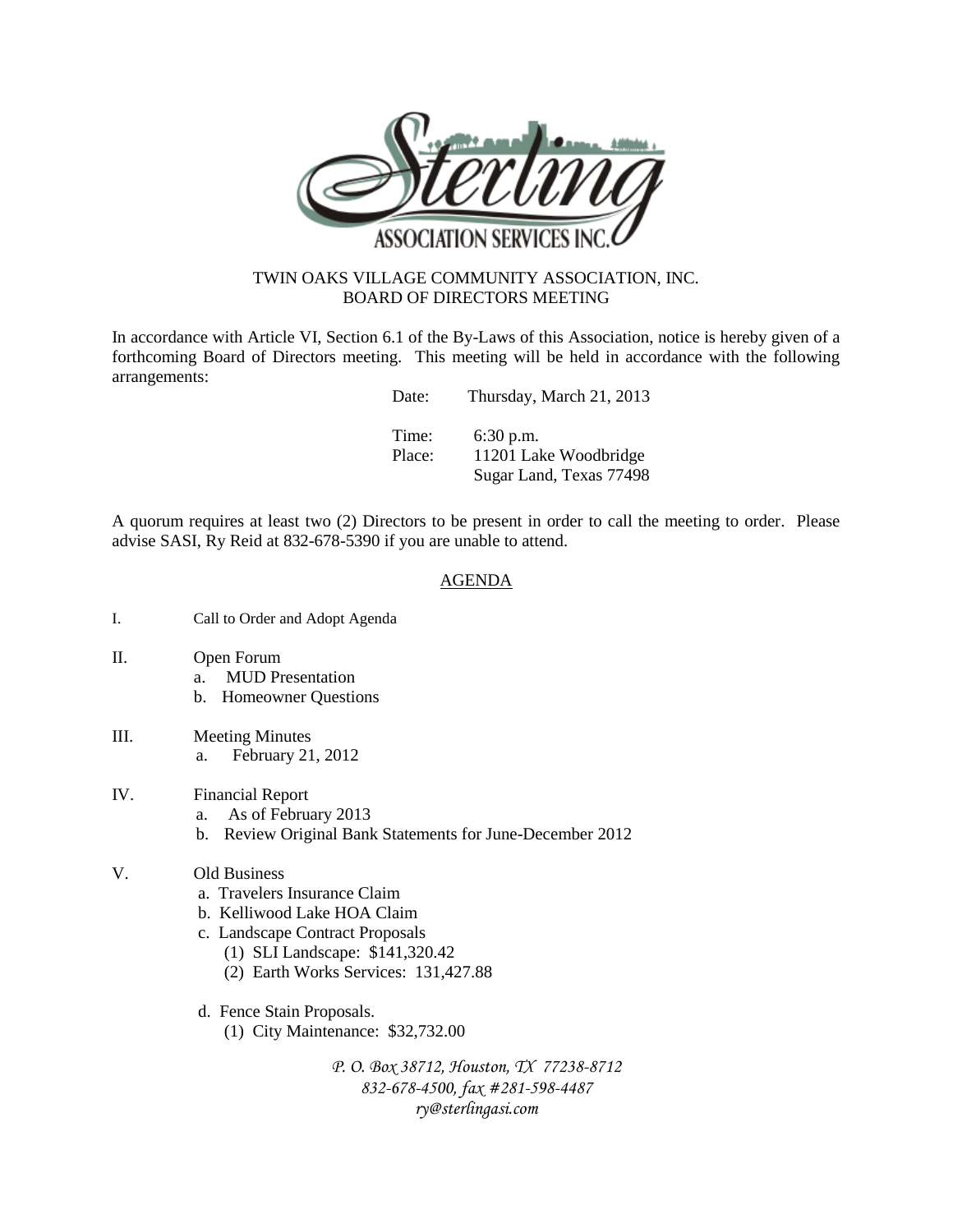# TWIN OAKS VILLAGE COMMUNITY ASSOCIATION, INC.
## BOARD OF DIRECTORS MEETING

In accordance with Article VI, Section 6.1 of the By-Laws of this Association, notice is hereby given of a forthcoming Board of Directors meeting. This meeting will be held in accordance with the following arrangements:

Date: Thursday, March 21, 2013

Time: 6:30 p.m.
Place: 11201 Lake Woodbridge
Sugar Land, Texas 77498

A quorum requires at least two (2) Directors to be present in order to call the meeting to order. Please advise SASI, Ry Reid at 832-678-5390 if you are unable to attend.

## AGENDA

I. Call to Order and Adopt Agenda

II. Open Forum
- a. MUD Presentation
- b. Homeowner Questions

III. Meeting Minutes
- a. February 21, 2012

IV. Financial Report
- a. As of February 2013
- b. Review Original Bank Statements for June-December 2012

V. Old Business
- a. Travelers Insurance Claim
- b. Kelliwood Lake HOA Claim
- c. Landscape Contract Proposals
  - (1) SLI Landscape: $141,320.42
  - (2) Earth Works Services: 131,427.88
- d. Fence Stain Proposals.
  - (1) City Maintenance: $32,732.00

*P. O. Box 38712, Houston, TX 77238-8712*
*832-678-4500, fax #281-598-4487*
*ry@sterlingasi.com*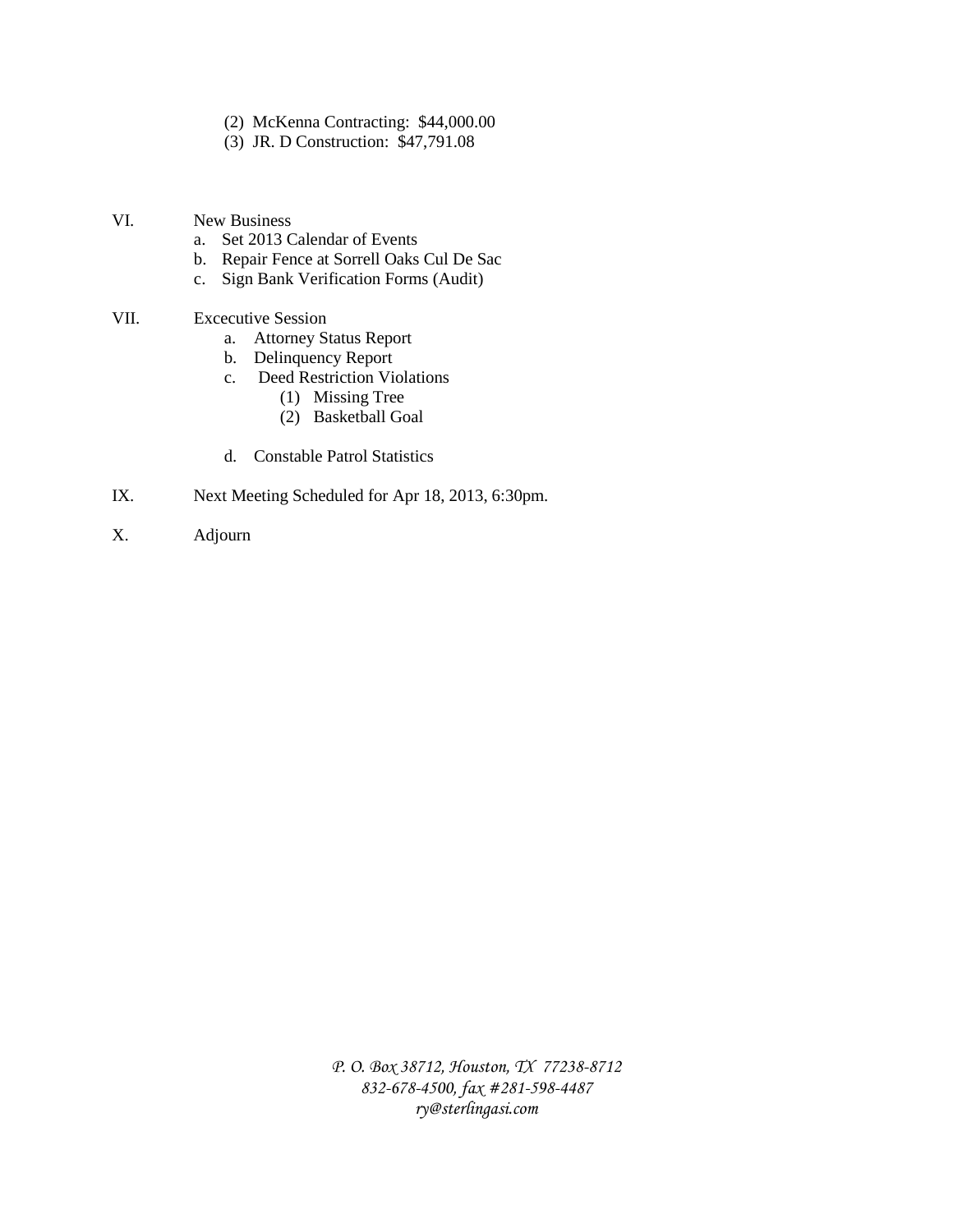(2) McKenna Contracting: $44,000.00
(3) JR. D Construction: $47,791.08

VI. New Business

a. Set 2013 Calendar of Events
b. Repair Fence at Sorrell Oaks Cul De Sac
c. Sign Bank Verification Forms (Audit)

VII. Excecutive Session

a. Attorney Status Report
b. Delinquency Report
c. Deed Restriction Violations
   (1) Missing Tree
   (2) Basketball Goal

d. Constable Patrol Statistics

IX. Next Meeting Scheduled for Apr 18, 2013, 6:30pm.

X. Adjourn

*P. O. Box 38712, Houston, TX 77238-8712*
*832-678-4500, fax #281-598-4487*
*ry@sterlingasi.com*